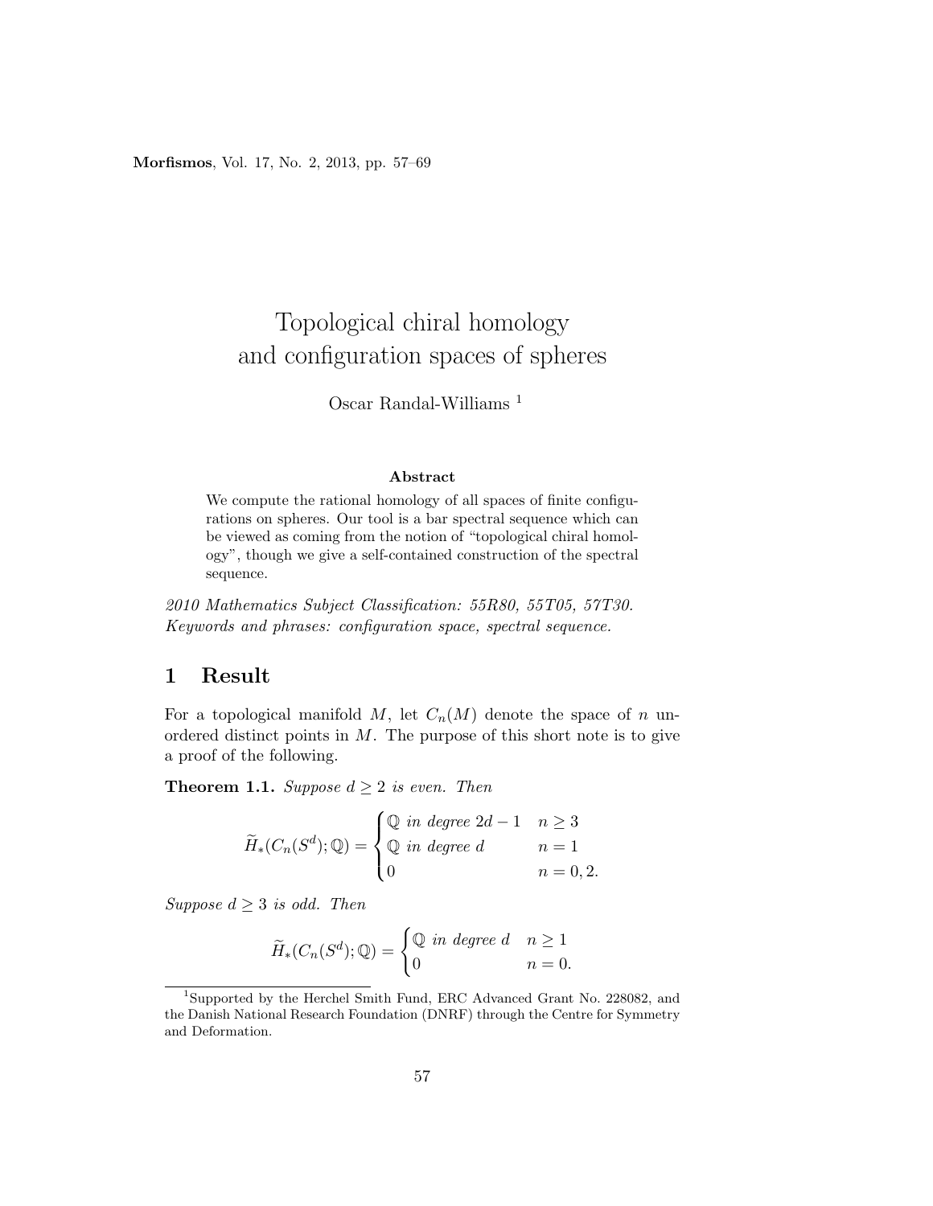# Topological chiral homology and configuration spaces of spheres

Oscar Randal-Williams [1]

### Abstract

We compute the rational homology of all spaces of finite configurations on spheres. Our tool is a bar spectral sequence which can be viewed as coming from the notion of "topological chiral homology", though we give a self-contained construction of the spectral sequence.

*2010 Mathematics Subject Classification: 55R80, 55T05, 57T30.*
*Keywords and phrases: configuration space, spectral sequence.*

## 1 Result

For a topological manifold $M$, let $C_n(M)$ denote the space of $n$ unordered distinct points in $M$. The purpose of this short note is to give a proof of the following.

**Theorem 1.1.** *Suppose $d \geq 2$ is even. Then*

$$\widetilde{H}_*(C_n(S^d); \mathbb{Q}) = \begin{cases} \mathbb{Q} \text{ in degree } 2d-1 & n \geq 3 \\ \mathbb{Q} \text{ in degree } d & n = 1 \\ 0 & n = 0, 2. \end{cases}$$

*Suppose $d \geq 3$ is odd. Then*

$$\widetilde{H}_*(C_n(S^d); \mathbb{Q}) = \begin{cases} \mathbb{Q} \text{ in degree } d & n \geq 1 \\ 0 & n = 0. \end{cases}$$

[1] Supported by the Herchel Smith Fund, ERC Advanced Grant No. 228082, and the Danish National Research Foundation (DNRF) through the Centre for Symmetry and Deformation.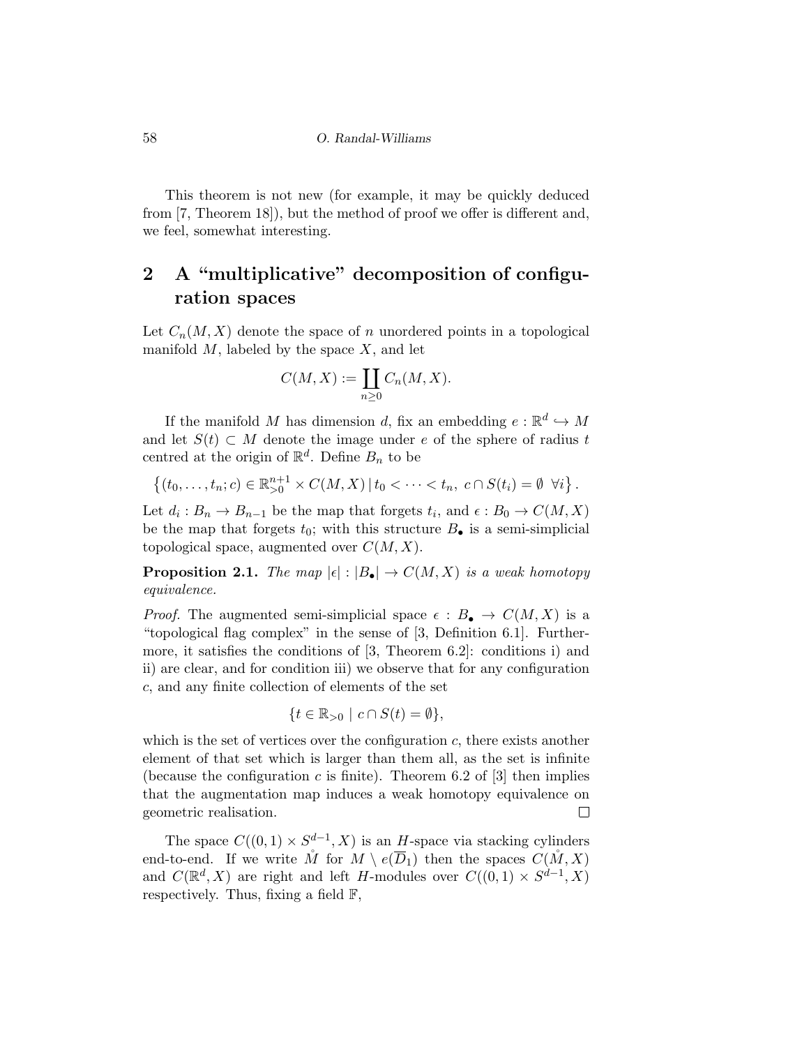This theorem is not new (for example, it may be quickly deduced from [7, Theorem 18]), but the method of proof we offer is different and, we feel, somewhat interesting.

## 2 A "multiplicative" decomposition of configuration spaces

Let $C_n(M, X)$ denote the space of $n$ unordered points in a topological manifold $M$, labeled by the space $X$, and let

$$C(M, X) := \coprod_{n \geq 0} C_n(M, X).$$

If the manifold $M$ has dimension $d$, fix an embedding $e : \mathbb{R}^d \hookrightarrow M$ and let $S(t) \subset M$ denote the image under $e$ of the sphere of radius $t$ centred at the origin of $\mathbb{R}^d$. Define $B_n$ to be

$$\left\{(t_0, \ldots, t_n; c) \in \mathbb{R}^{n+1}_{>0} \times C(M, X) \,|\, t_0 < \cdots < t_n,\ c \cap S(t_i) = \emptyset\ \ \forall i\right\}.$$

Let $d_i : B_n \to B_{n-1}$ be the map that forgets $t_i$, and $\epsilon : B_0 \to C(M, X)$ be the map that forgets $t_0$; with this structure $B_\bullet$ is a semi-simplicial topological space, augmented over $C(M, X)$.

**Proposition 2.1.** *The map $|\epsilon| : |B_\bullet| \to C(M, X)$ is a weak homotopy equivalence.*

*Proof.* The augmented semi-simplicial space $\epsilon : B_\bullet \to C(M, X)$ is a "topological flag complex" in the sense of [3, Definition 6.1]. Furthermore, it satisfies the conditions of [3, Theorem 6.2]: conditions i) and ii) are clear, and for condition iii) we observe that for any configuration $c$, and any finite collection of elements of the set

$$\{t \in \mathbb{R}_{>0} \mid c \cap S(t) = \emptyset\},$$

which is the set of vertices over the configuration $c$, there exists another element of that set which is larger than them all, as the set is infinite (because the configuration $c$ is finite). Theorem 6.2 of [3] then implies that the augmentation map induces a weak homotopy equivalence on geometric realisation. $\square$

The space $C((0, 1) \times S^{d-1}, X)$ is an $H$-space via stacking cylinders end-to-end. If we write $\mathring{M}$ for $M \setminus e(\overline{D}_1)$ then the spaces $C(\mathring{M}, X)$ and $C(\mathbb{R}^d, X)$ are right and left $H$-modules over $C((0, 1) \times S^{d-1}, X)$ respectively. Thus, fixing a field $\mathbb{F}$,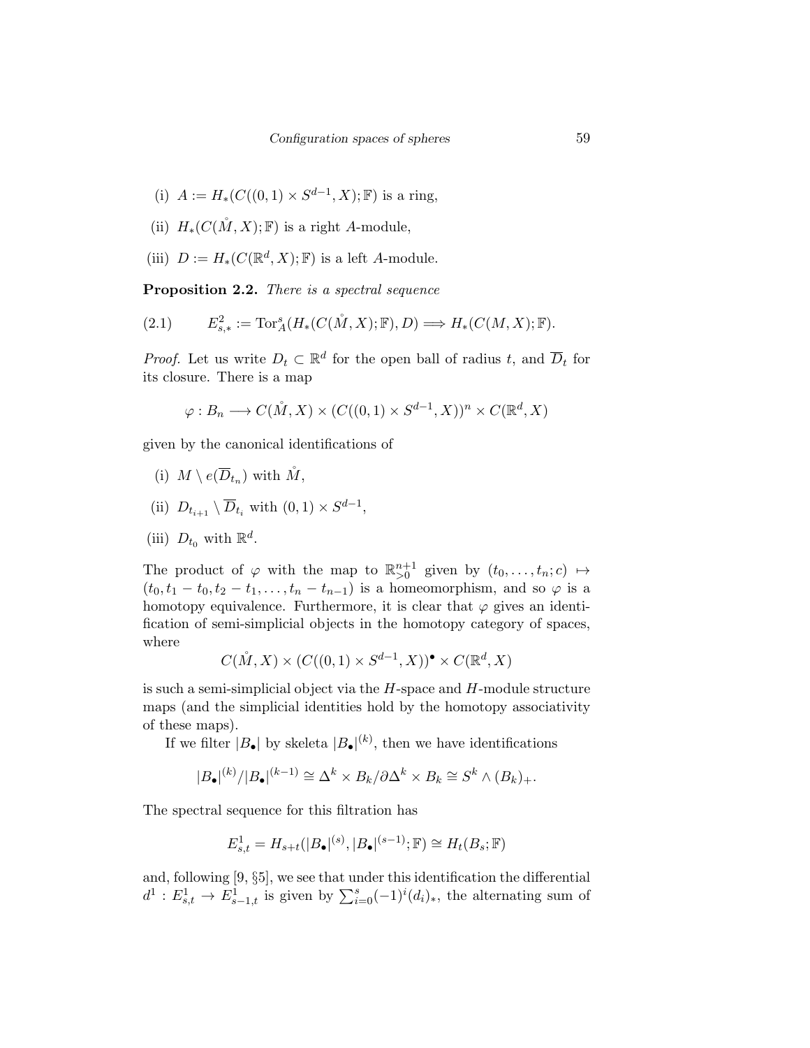(i) $A := H_*(C((0,1) \times S^{d-1}, X); \mathbb{F})$ is a ring,

(ii) $H_*(C(\mathring{M}, X); \mathbb{F})$ is a right $A$-module,

(iii) $D := H_*(C(\mathbb{R}^d, X); \mathbb{F})$ is a left $A$-module.

**Proposition 2.2.** *There is a spectral sequence*

$$E^2_{s,*} := \mathrm{Tor}^s_A(H_*(C(\mathring{M}, X); \mathbb{F}), D) \Longrightarrow H_*(C(M, X); \mathbb{F}). \tag{2.1}$$

*Proof.* Let us write $D_t \subset \mathbb{R}^d$ for the open ball of radius $t$, and $\overline{D}_t$ for its closure. There is a map

$$\varphi : B_n \longrightarrow C(\mathring{M}, X) \times (C((0,1) \times S^{d-1}, X))^n \times C(\mathbb{R}^d, X)$$

given by the canonical identifications of

(i) $M \setminus e(\overline{D}_{t_n})$ with $\mathring{M}$,

(ii) $D_{t_{i+1}} \setminus \overline{D}_{t_i}$ with $(0,1) \times S^{d-1}$,

(iii) $D_{t_0}$ with $\mathbb{R}^d$.

The product of $\varphi$ with the map to $\mathbb{R}^{n+1}_{>0}$ given by $(t_0, \ldots, t_n; c) \mapsto (t_0, t_1 - t_0, t_2 - t_1, \ldots, t_n - t_{n-1})$ is a homeomorphism, and so $\varphi$ is a homotopy equivalence. Furthermore, it is clear that $\varphi$ gives an identification of semi-simplicial objects in the homotopy category of spaces, where

$$C(\mathring{M}, X) \times (C((0,1) \times S^{d-1}, X))^\bullet \times C(\mathbb{R}^d, X)$$

is such a semi-simplicial object via the $H$-space and $H$-module structure maps (and the simplicial identities hold by the homotopy associativity of these maps).

If we filter $|B_\bullet|$ by skeleta $|B_\bullet|^{(k)}$, then we have identifications

$$|B_\bullet|^{(k)}/|B_\bullet|^{(k-1)} \cong \Delta^k \times B_k / \partial\Delta^k \times B_k \cong S^k \wedge (B_k)_+.$$

The spectral sequence for this filtration has

$$E^1_{s,t} = H_{s+t}(|B_\bullet|^{(s)}, |B_\bullet|^{(s-1)}; \mathbb{F}) \cong H_t(B_s; \mathbb{F})$$

and, following [9, §5], we see that under this identification the differential $d^1 : E^1_{s,t} \to E^1_{s-1,t}$ is given by $\sum_{i=0}^{s} (-1)^i (d_i)_*$, the alternating sum of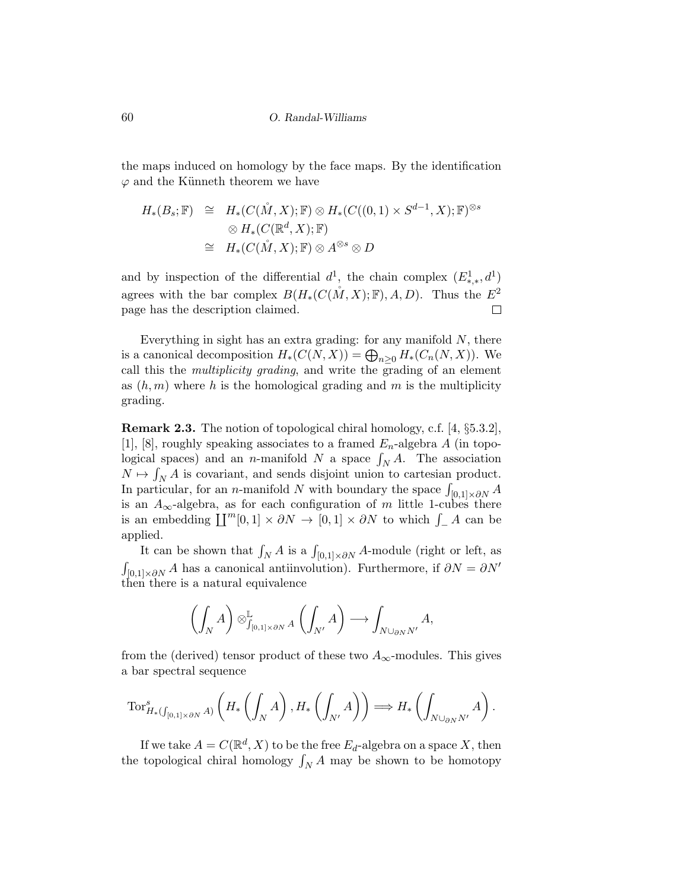the maps induced on homology by the face maps. By the identification $\varphi$ and the Künneth theorem we have

$$\begin{aligned} H_*(B_s;\mathbb{F}) &\cong H_*(C(\mathring{M},X);\mathbb{F}) \otimes H_*(C((0,1)\times S^{d-1},X);\mathbb{F})^{\otimes s} \\ &\qquad \otimes H_*(C(\mathbb{R}^d,X);\mathbb{F}) \\ &\cong H_*(C(\mathring{M},X);\mathbb{F}) \otimes A^{\otimes s} \otimes D \end{aligned}$$

and by inspection of the differential $d^1$, the chain complex $(E^1_{*,*}, d^1)$ agrees with the bar complex $B(H_*(C(\mathring{M},X);\mathbb{F}), A, D)$. Thus the $E^2$ page has the description claimed. □

Everything in sight has an extra grading: for any manifold $N$, there is a canonical decomposition $H_*(C(N,X)) = \bigoplus_{n\geq 0} H_*(C_n(N,X))$. We call this the *multiplicity grading*, and write the grading of an element as $(h,m)$ where $h$ is the homological grading and $m$ is the multiplicity grading.

**Remark 2.3.** The notion of topological chiral homology, c.f. [4, §5.3.2], [1], [8], roughly speaking associates to a framed $E_n$-algebra $A$ (in topological spaces) and an $n$-manifold $N$ a space $\int_N A$. The association $N \mapsto \int_N A$ is covariant, and sends disjoint union to cartesian product. In particular, for an $n$-manifold $N$ with boundary the space $\int_{[0,1]\times\partial N} A$ is an $A_\infty$-algebra, as for each configuration of $m$ little 1-cubes there is an embedding $\coprod^m [0,1]\times\partial N \to [0,1]\times\partial N$ to which $\int_{\_} A$ can be applied.

It can be shown that $\int_N A$ is a $\int_{[0,1]\times\partial N} A$-module (right or left, as $\int_{[0,1]\times\partial N} A$ has a canonical antiinvolution). Furthermore, if $\partial N = \partial N'$ then there is a natural equivalence

$$\left(\int_N A\right) \otimes^{\mathbb{L}}_{\int_{[0,1]\times\partial N} A} \left(\int_{N'} A\right) \longrightarrow \int_{N\cup_{\partial N} N'} A,$$

from the (derived) tensor product of these two $A_\infty$-modules. This gives a bar spectral sequence

$$\mathrm{Tor}^s_{H_*(\int_{[0,1]\times\partial N} A)}\left(H_*\left(\int_N A\right), H_*\left(\int_{N'} A\right)\right) \Longrightarrow H_*\left(\int_{N\cup_{\partial N} N'} A\right).$$

If we take $A = C(\mathbb{R}^d, X)$ to be the free $E_d$-algebra on a space $X$, then the topological chiral homology $\int_N A$ may be shown to be homotopy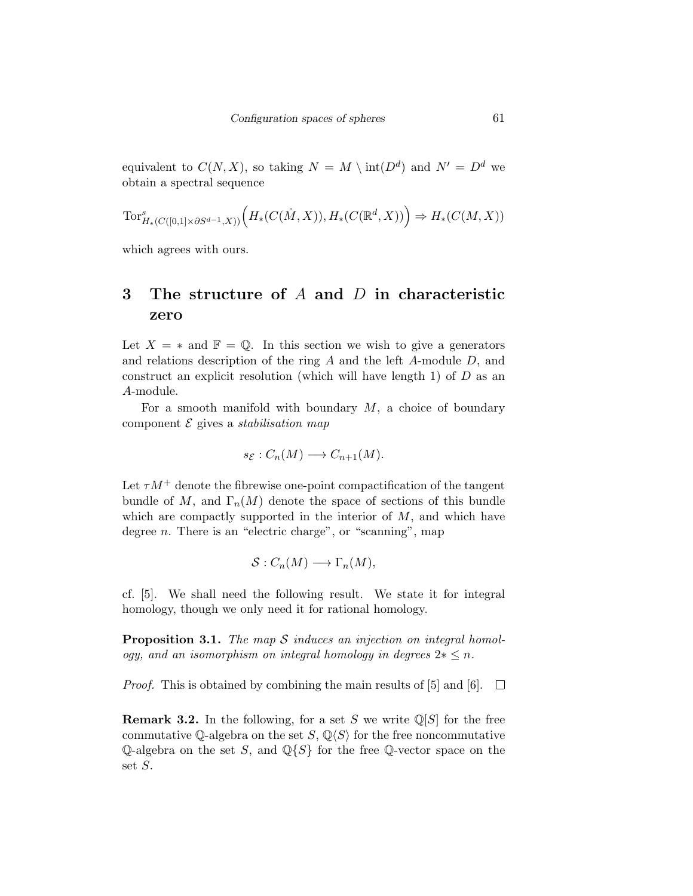equivalent to $C(N, X)$, so taking $N = M \setminus \mathrm{int}(D^d)$ and $N' = D^d$ we obtain a spectral sequence

$$\mathrm{Tor}^s_{H_*(C([0,1]\times \partial S^{d-1}, X))}\Big(H_*(C(\mathring{M}, X)), H_*(C(\mathbb{R}^d, X))\Big) \Rightarrow H_*(C(M, X))$$

which agrees with ours.

# 3 The structure of $A$ and $D$ in characteristic zero

Let $X = *$ and $\mathbb{F} = \mathbb{Q}$. In this section we wish to give a generators and relations description of the ring $A$ and the left $A$-module $D$, and construct an explicit resolution (which will have length 1) of $D$ as an $A$-module.

For a smooth manifold with boundary $M$, a choice of boundary component $\mathcal{E}$ gives a *stabilisation map*

$$s_{\mathcal{E}} : C_n(M) \longrightarrow C_{n+1}(M).$$

Let $\tau M^+$ denote the fibrewise one-point compactification of the tangent bundle of $M$, and $\Gamma_n(M)$ denote the space of sections of this bundle which are compactly supported in the interior of $M$, and which have degree $n$. There is an "electric charge", or "scanning", map

$$\mathcal{S} : C_n(M) \longrightarrow \Gamma_n(M),$$

cf. [5]. We shall need the following result. We state it for integral homology, though we only need it for rational homology.

**Proposition 3.1.** *The map $\mathcal{S}$ induces an injection on integral homology, and an isomorphism on integral homology in degrees $2* \leq n$.*

*Proof.* This is obtained by combining the main results of [5] and [6]. $\square$

**Remark 3.2.** In the following, for a set $S$ we write $\mathbb{Q}[S]$ for the free commutative $\mathbb{Q}$-algebra on the set $S$, $\mathbb{Q}\langle S\rangle$ for the free noncommutative $\mathbb{Q}$-algebra on the set $S$, and $\mathbb{Q}\{S\}$ for the free $\mathbb{Q}$-vector space on the set $S$.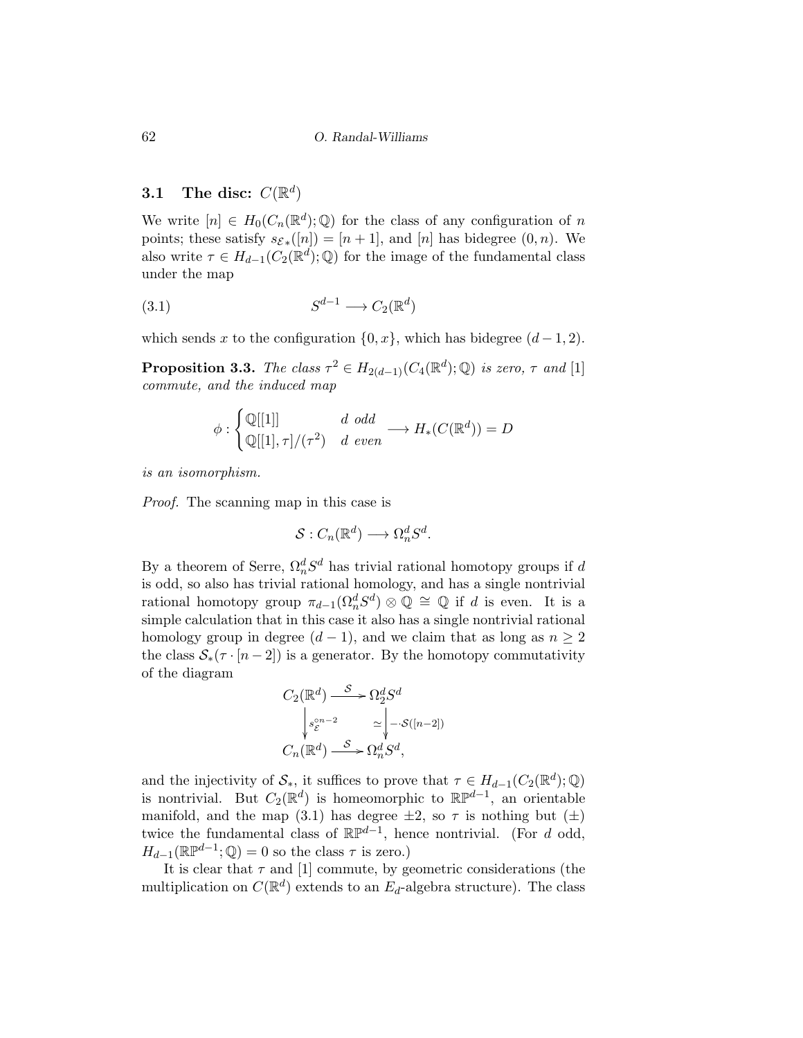### 3.1 The disc: $C(\mathbb{R}^d)$

We write $[n] \in H_0(C_n(\mathbb{R}^d);\mathbb{Q})$ for the class of any configuration of $n$ points; these satisfy $s_{\mathcal{E}*}([n]) = [n+1]$, and $[n]$ has bidegree $(0,n)$. We also write $\tau \in H_{d-1}(C_2(\mathbb{R}^d);\mathbb{Q})$ for the image of the fundamental class under the map

$$S^{d-1} \longrightarrow C_2(\mathbb{R}^d) \tag{3.1}$$

which sends $x$ to the configuration $\{0,x\}$, which has bidegree $(d-1,2)$.

**Proposition 3.3.** *The class $\tau^2 \in H_{2(d-1)}(C_4(\mathbb{R}^d);\mathbb{Q})$ is zero, $\tau$ and $[1]$ commute, and the induced map*

$$\phi : \begin{cases} \mathbb{Q}[[1]] & d \text{ odd} \\ \mathbb{Q}[[1],\tau]/(\tau^2) & d \text{ even} \end{cases} \longrightarrow H_*(C(\mathbb{R}^d)) = D$$

*is an isomorphism.*

*Proof.* The scanning map in this case is

$$\mathcal{S} : C_n(\mathbb{R}^d) \longrightarrow \Omega^d_n S^d.$$

By a theorem of Serre, $\Omega^d_n S^d$ has trivial rational homotopy groups if $d$ is odd, so also has trivial rational homology, and has a single nontrivial rational homotopy group $\pi_{d-1}(\Omega^d_n S^d) \otimes \mathbb{Q} \cong \mathbb{Q}$ if $d$ is even. It is a simple calculation that in this case it also has a single nontrivial rational homology group in degree $(d-1)$, and we claim that as long as $n \geq 2$ the class $\mathcal{S}_*(\tau \cdot [n-2])$ is a generator. By the homotopy commutativity of the diagram

$$\begin{array}{ccc} C_2(\mathbb{R}^d) & \xrightarrow{\mathcal{S}} & \Omega^d_2 S^d \\ \Big\downarrow s_{\mathcal{E}}^{\circ n-2} & & \simeq \Big\downarrow -\cdot \mathcal{S}([n-2]) \\ C_n(\mathbb{R}^d) & \xrightarrow{\mathcal{S}} & \Omega^d_n S^d, \end{array}$$

and the injectivity of $\mathcal{S}_*$, it suffices to prove that $\tau \in H_{d-1}(C_2(\mathbb{R}^d);\mathbb{Q})$ is nontrivial. But $C_2(\mathbb{R}^d)$ is homeomorphic to $\mathbb{RP}^{d-1}$, an orientable manifold, and the map (3.1) has degree $\pm 2$, so $\tau$ is nothing but $(\pm)$ twice the fundamental class of $\mathbb{RP}^{d-1}$, hence nontrivial. (For $d$ odd, $H_{d-1}(\mathbb{RP}^{d-1};\mathbb{Q}) = 0$ so the class $\tau$ is zero.)

It is clear that $\tau$ and $[1]$ commute, by geometric considerations (the multiplication on $C(\mathbb{R}^d)$ extends to an $E_d$-algebra structure). The class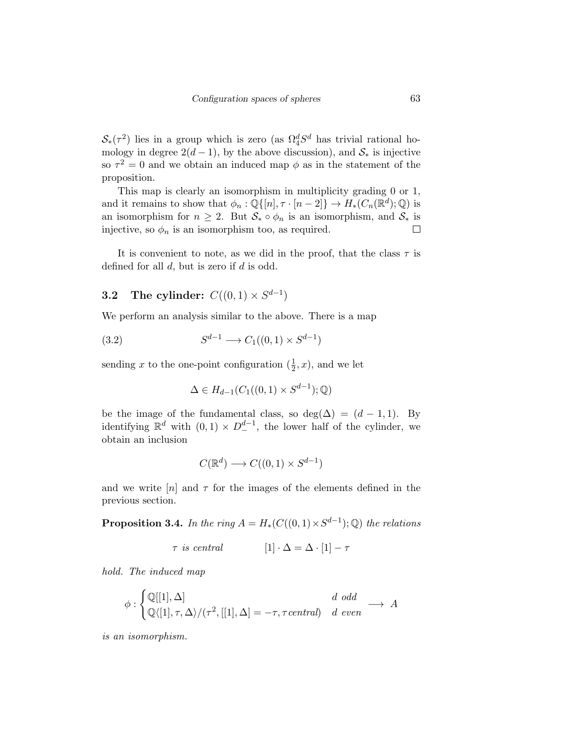$\mathcal{S}_*(\tau^2)$ lies in a group which is zero (as $\Omega^d_4 S^d$ has trivial rational homology in degree $2(d-1)$, by the above discussion), and $\mathcal{S}_*$ is injective so $\tau^2 = 0$ and we obtain an induced map $\phi$ as in the statement of the proposition.

This map is clearly an isomorphism in multiplicity grading 0 or 1, and it remains to show that $\phi_n : \mathbb{Q}\{[n], \tau \cdot [n-2]\} \to H_*(C_n(\mathbb{R}^d);\mathbb{Q})$ is an isomorphism for $n \geq 2$. But $\mathcal{S}_* \circ \phi_n$ is an isomorphism, and $\mathcal{S}_*$ is injective, so $\phi_n$ is an isomorphism too, as required. $\square$

It is convenient to note, as we did in the proof, that the class $\tau$ is defined for all $d$, but is zero if $d$ is odd.

## 3.2 The cylinder: $C((0,1) \times S^{d-1})$

We perform an analysis similar to the above. There is a map

$$S^{d-1} \longrightarrow C_1((0,1) \times S^{d-1}) \tag{3.2}$$

sending $x$ to the one-point configuration $(\frac{1}{2}, x)$, and we let

$$\Delta \in H_{d-1}(C_1((0,1) \times S^{d-1});\mathbb{Q})$$

be the image of the fundamental class, so $\deg(\Delta) = (d-1, 1)$. By identifying $\mathbb{R}^d$ with $(0,1) \times D^{d-1}_-$, the lower half of the cylinder, we obtain an inclusion

$$C(\mathbb{R}^d) \longrightarrow C((0,1) \times S^{d-1})$$

and we write $[n]$ and $\tau$ for the images of the elements defined in the previous section.

**Proposition 3.4.** *In the ring $A = H_*(C((0,1) \times S^{d-1});\mathbb{Q})$ the relations*

$$\tau \text{ is central} \qquad\qquad [1] \cdot \Delta = \Delta \cdot [1] - \tau$$

*hold. The induced map*

$$\phi : \begin{cases} \mathbb{Q}[[1], \Delta] & d \text{ odd} \\ \mathbb{Q}\langle [1], \tau, \Delta \rangle / (\tau^2, [[1], \Delta] = -\tau, \tau \, \text{central}) & d \text{ even} \end{cases} \longrightarrow A$$

*is an isomorphism.*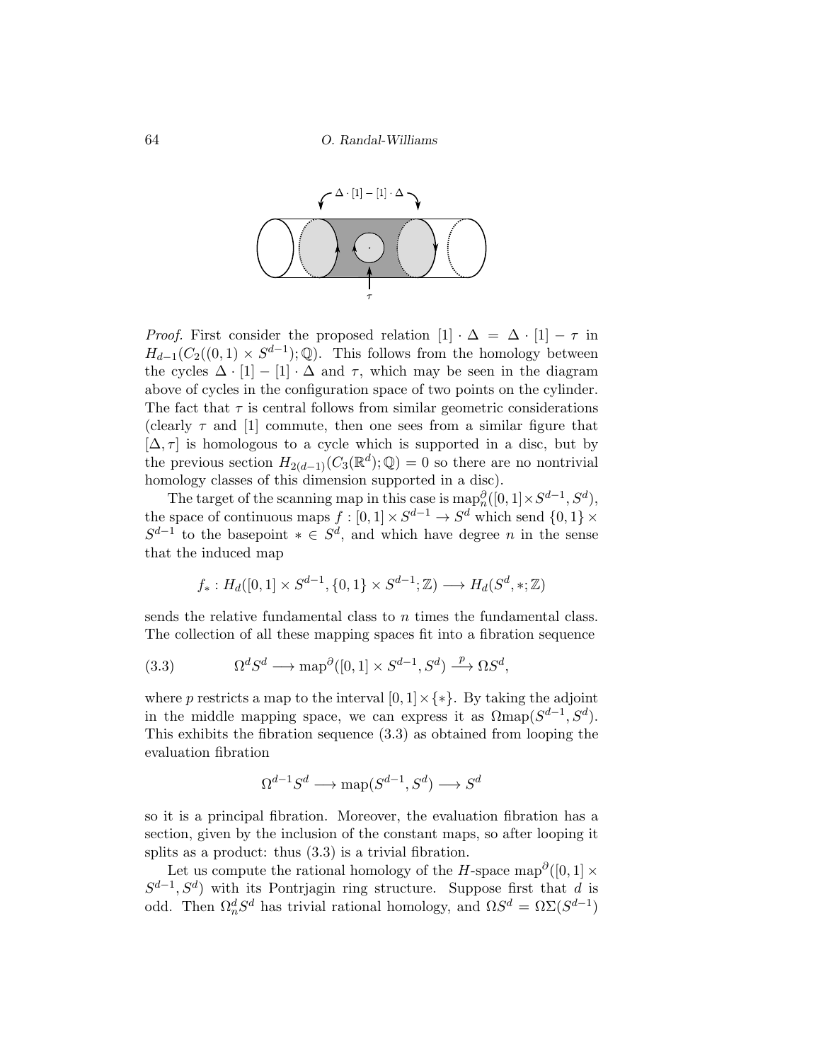*Proof.* First consider the proposed relation $[1] \cdot \Delta = \Delta \cdot [1] - \tau$ in $H_{d-1}(C_2((0,1) \times S^{d-1}); \mathbb{Q})$. This follows from the homology between the cycles $\Delta \cdot [1] - [1] \cdot \Delta$ and $\tau$, which may be seen in the diagram above of cycles in the configuration space of two points on the cylinder. The fact that $\tau$ is central follows from similar geometric considerations (clearly $\tau$ and $[1]$ commute, then one sees from a similar figure that $[\Delta, \tau]$ is homologous to a cycle which is supported in a disc, but by the previous section $H_{2(d-1)}(C_3(\mathbb{R}^d); \mathbb{Q}) = 0$ so there are no nontrivial homology classes of this dimension supported in a disc).

The target of the scanning map in this case is $\mathrm{map}^\partial_n([0,1] \times S^{d-1}, S^d)$, the space of continuous maps $f : [0,1] \times S^{d-1} \to S^d$ which send $\{0,1\} \times S^{d-1}$ to the basepoint $* \in S^d$, and which have degree $n$ in the sense that the induced map

$$f_* : H_d([0,1] \times S^{d-1}, \{0,1\} \times S^{d-1}; \mathbb{Z}) \longrightarrow H_d(S^d, *; \mathbb{Z})$$

sends the relative fundamental class to $n$ times the fundamental class. The collection of all these mapping spaces fit into a fibration sequence

$$\Omega^d S^d \longrightarrow \mathrm{map}^\partial([0,1] \times S^{d-1}, S^d) \xrightarrow{p} \Omega S^d, \tag{3.3}$$

where $p$ restricts a map to the interval $[0,1] \times \{*\}$. By taking the adjoint in the middle mapping space, we can express it as $\Omega \mathrm{map}(S^{d-1}, S^d)$. This exhibits the fibration sequence (3.3) as obtained from looping the evaluation fibration

$$\Omega^{d-1} S^d \longrightarrow \mathrm{map}(S^{d-1}, S^d) \longrightarrow S^d$$

so it is a principal fibration. Moreover, the evaluation fibration has a section, given by the inclusion of the constant maps, so after looping it splits as a product: thus (3.3) is a trivial fibration.

Let us compute the rational homology of the $H$-space $\mathrm{map}^\partial([0,1] \times S^{d-1}, S^d)$ with its Pontrjagin ring structure. Suppose first that $d$ is odd. Then $\Omega^d_n S^d$ has trivial rational homology, and $\Omega S^d = \Omega\Sigma(S^{d-1})$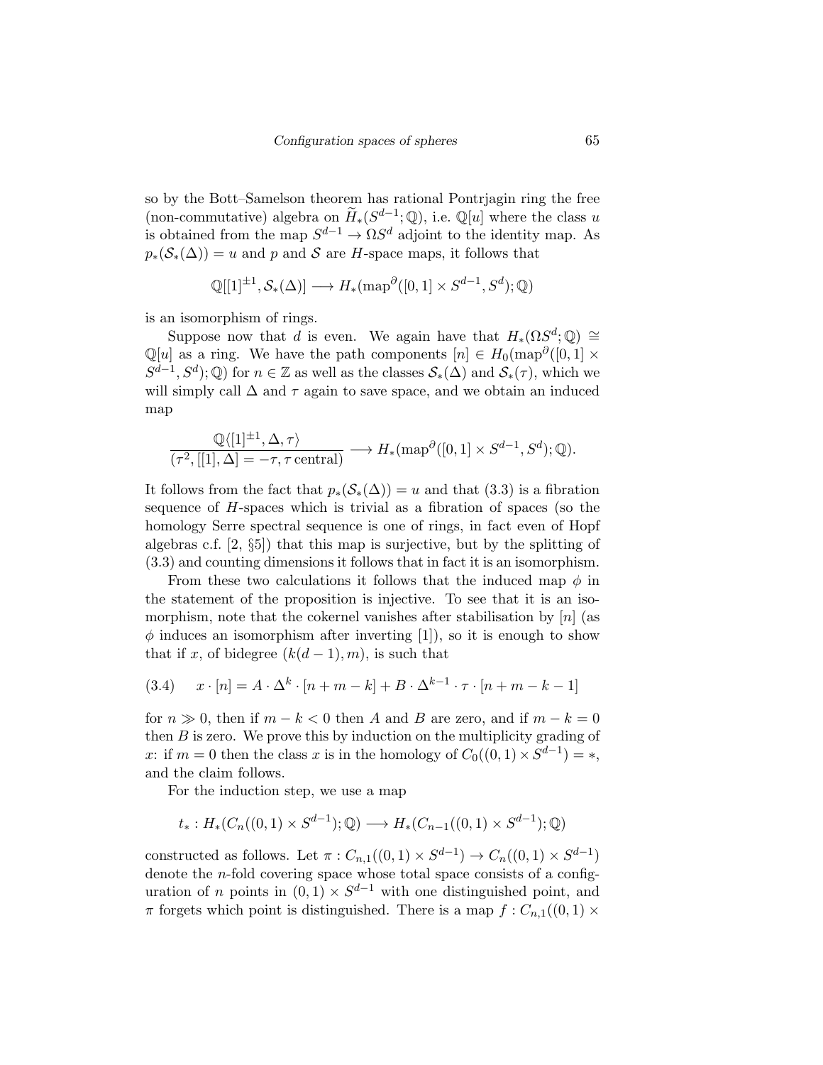so by the Bott–Samelson theorem has rational Pontrjagin ring the free (non-commutative) algebra on $\widetilde{H}_*(S^{d-1};\mathbb{Q})$, i.e. $\mathbb{Q}[u]$ where the class $u$ is obtained from the map $S^{d-1} \to \Omega S^d$ adjoint to the identity map. As $p_*(\mathcal{S}_*(\Delta)) = u$ and $p$ and $\mathcal{S}$ are $H$-space maps, it follows that

$$\mathbb{Q}[[1]^{\pm 1}, \mathcal{S}_*(\Delta)] \longrightarrow H_*(\mathrm{map}^\partial([0,1] \times S^{d-1}, S^d);\mathbb{Q})$$

is an isomorphism of rings.

Suppose now that $d$ is even. We again have that $H_*(\Omega S^d;\mathbb{Q}) \cong \mathbb{Q}[u]$ as a ring. We have the path components $[n] \in H_0(\mathrm{map}^\partial([0,1] \times S^{d-1}, S^d);\mathbb{Q})$ for $n \in \mathbb{Z}$ as well as the classes $\mathcal{S}_*(\Delta)$ and $\mathcal{S}_*(\tau)$, which we will simply call $\Delta$ and $\tau$ again to save space, and we obtain an induced map

$$\frac{\mathbb{Q}\langle [1]^{\pm 1}, \Delta, \tau\rangle}{(\tau^2, [[1], \Delta] = -\tau, \tau \text{ central})} \longrightarrow H_*(\mathrm{map}^\partial([0,1] \times S^{d-1}, S^d);\mathbb{Q}).$$

It follows from the fact that $p_*(\mathcal{S}_*(\Delta)) = u$ and that (3.3) is a fibration sequence of $H$-spaces which is trivial as a fibration of spaces (so the homology Serre spectral sequence is one of rings, in fact even of Hopf algebras c.f. [2, §5]) that this map is surjective, but by the splitting of (3.3) and counting dimensions it follows that in fact it is an isomorphism.

From these two calculations it follows that the induced map $\phi$ in the statement of the proposition is injective. To see that it is an isomorphism, note that the cokernel vanishes after stabilisation by $[n]$ (as $\phi$ induces an isomorphism after inverting $[1]$), so it is enough to show that if $x$, of bidegree $(k(d-1), m)$, is such that

$$x \cdot [n] = A \cdot \Delta^k \cdot [n+m-k] + B \cdot \Delta^{k-1} \cdot \tau \cdot [n+m-k-1] \tag{3.4}$$

for $n \gg 0$, then if $m-k < 0$ then $A$ and $B$ are zero, and if $m-k=0$ then $B$ is zero. We prove this by induction on the multiplicity grading of $x$: if $m=0$ then the class $x$ is in the homology of $C_0((0,1) \times S^{d-1}) = *$, and the claim follows.

For the induction step, we use a map

$$t_* : H_*(C_n((0,1) \times S^{d-1});\mathbb{Q}) \longrightarrow H_*(C_{n-1}((0,1) \times S^{d-1});\mathbb{Q})$$

constructed as follows. Let $\pi : C_{n,1}((0,1) \times S^{d-1}) \to C_n((0,1) \times S^{d-1})$ denote the $n$-fold covering space whose total space consists of a configuration of $n$ points in $(0,1) \times S^{d-1}$ with one distinguished point, and $\pi$ forgets which point is distinguished. There is a map $f : C_{n,1}((0,1) \times$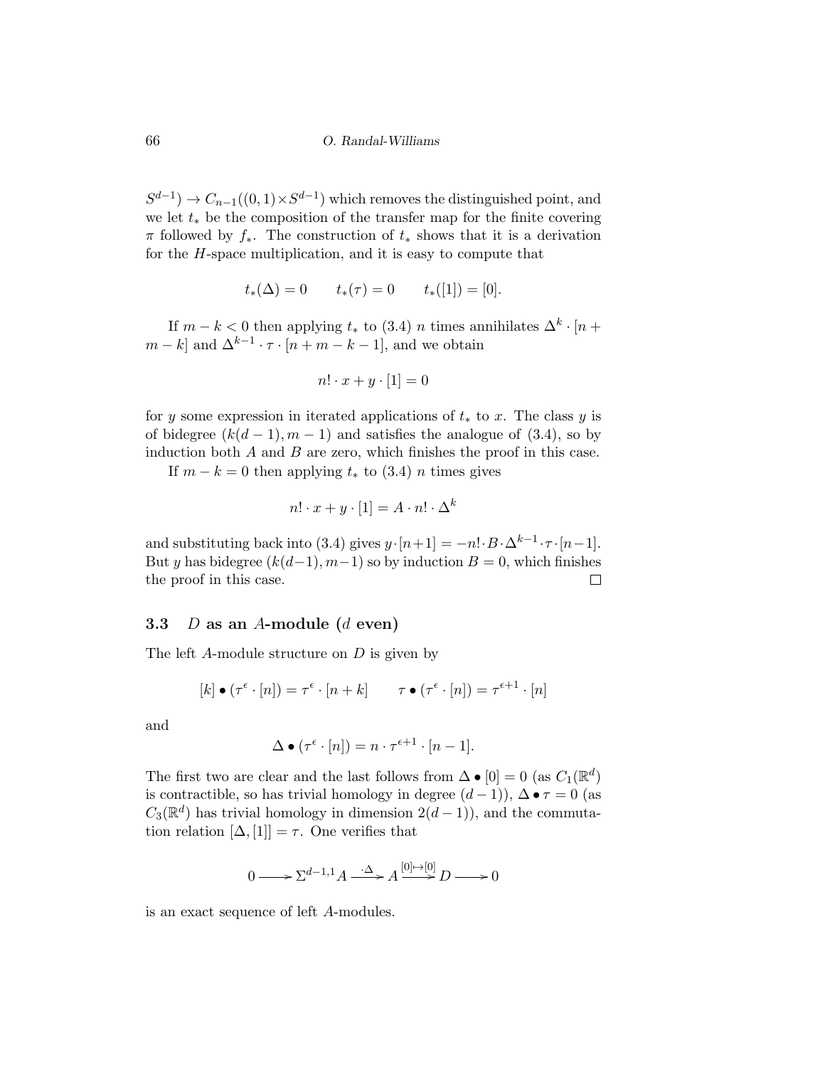$S^{d-1}) \to C_{n-1}((0,1)\times S^{d-1})$ which removes the distinguished point, and we let $t_*$ be the composition of the transfer map for the finite covering $\pi$ followed by $f_*$. The construction of $t_*$ shows that it is a derivation for the $H$-space multiplication, and it is easy to compute that

$$t_*(\Delta) = 0 \qquad t_*(\tau) = 0 \qquad t_*([1]) = [0].$$

If $m-k<0$ then applying $t_*$ to (3.4) $n$ times annihilates $\Delta^k \cdot [n+m-k]$ and $\Delta^{k-1}\cdot\tau\cdot[n+m-k-1]$, and we obtain

$$n!\cdot x + y \cdot [1] = 0$$

for $y$ some expression in iterated applications of $t_*$ to $x$. The class $y$ is of bidegree $(k(d-1), m-1)$ and satisfies the analogue of (3.4), so by induction both $A$ and $B$ are zero, which finishes the proof in this case.

If $m-k=0$ then applying $t_*$ to (3.4) $n$ times gives

$$n!\cdot x + y\cdot[1] = A\cdot n!\cdot \Delta^k$$

and substituting back into (3.4) gives $y\cdot[n+1] = -n!\cdot B\cdot\Delta^{k-1}\cdot\tau\cdot[n-1]$. But $y$ has bidegree $(k(d-1), m-1)$ so by induction $B=0$, which finishes the proof in this case. □

### 3.3 $D$ as an $A$-module ($d$ even)

The left $A$-module structure on $D$ is given by

$$[k]\bullet(\tau^\epsilon\cdot[n]) = \tau^\epsilon\cdot[n+k] \qquad \tau\bullet(\tau^\epsilon\cdot[n]) = \tau^{\epsilon+1}\cdot[n]$$

and

$$\Delta\bullet(\tau^\epsilon\cdot[n]) = n\cdot\tau^{\epsilon+1}\cdot[n-1].$$

The first two are clear and the last follows from $\Delta\bullet[0]=0$ (as $C_1(\mathbb{R}^d)$ is contractible, so has trivial homology in degree $(d-1)$), $\Delta\bullet\tau=0$ (as $C_3(\mathbb{R}^d)$ has trivial homology in dimension $2(d-1)$), and the commutation relation $[\Delta,[1]]=\tau$. One verifies that

$$0 \longrightarrow \Sigma^{d-1,1}A \xrightarrow{\cdot\Delta} A \xrightarrow{[0]\mapsto[0]} D \longrightarrow 0$$

is an exact sequence of left $A$-modules.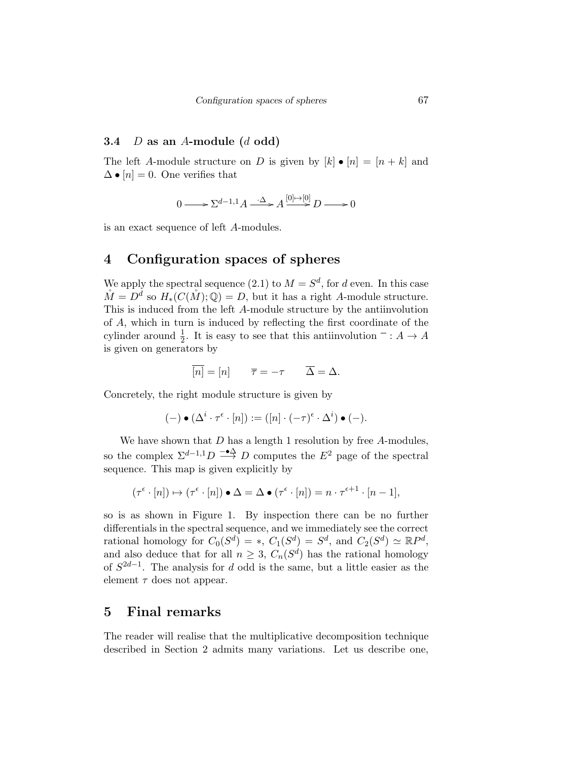### 3.4 $D$ as an $A$-module ($d$ odd)

The left $A$-module structure on $D$ is given by $[k] \bullet [n] = [n+k]$ and $\Delta \bullet [n] = 0$. One verifies that

$$0 \longrightarrow \Sigma^{d-1,1} A \xrightarrow{\cdot \Delta} A \xrightarrow{[0] \mapsto [0]} D \longrightarrow 0$$

is an exact sequence of left $A$-modules.

## 4 Configuration spaces of spheres

We apply the spectral sequence (2.1) to $M = S^d$, for $d$ even. In this case $\mathring{M} = D^d$ so $H_*(C(\mathring{M}); \mathbb{Q}) = D$, but it has a right $A$-module structure. This is induced from the left $A$-module structure by the antiinvolution of $A$, which in turn is induced by reflecting the first coordinate of the cylinder around $\frac{1}{2}$. It is easy to see that this antiinvolution $\overline{\phantom{x}} : A \to A$ is given on generators by

$$\overline{[n]} = [n] \qquad \overline{\tau} = -\tau \qquad \overline{\Delta} = \Delta.$$

Concretely, the right module structure is given by

$$(-) \bullet (\Delta^i \cdot \tau^\epsilon \cdot [n]) := ([n] \cdot (-\tau)^\epsilon \cdot \Delta^i) \bullet (-).$$

We have shown that $D$ has a length 1 resolution by free $A$-modules, so the complex $\Sigma^{d-1,1} D \xrightarrow{-\bullet \Delta} D$ computes the $E^2$ page of the spectral sequence. This map is given explicitly by

$$(\tau^\epsilon \cdot [n]) \mapsto (\tau^\epsilon \cdot [n]) \bullet \Delta = \Delta \bullet (\tau^\epsilon \cdot [n]) = n \cdot \tau^{\epsilon+1} \cdot [n-1],$$

so is as shown in Figure 1. By inspection there can be no further differentials in the spectral sequence, and we immediately see the correct rational homology for $C_0(S^d) = *$, $C_1(S^d) = S^d$, and $C_2(S^d) \simeq \mathbb{R}P^d$, and also deduce that for all $n \geq 3$, $C_n(S^d)$ has the rational homology of $S^{2d-1}$. The analysis for $d$ odd is the same, but a little easier as the element $\tau$ does not appear.

## 5 Final remarks

The reader will realise that the multiplicative decomposition technique described in Section 2 admits many variations. Let us describe one,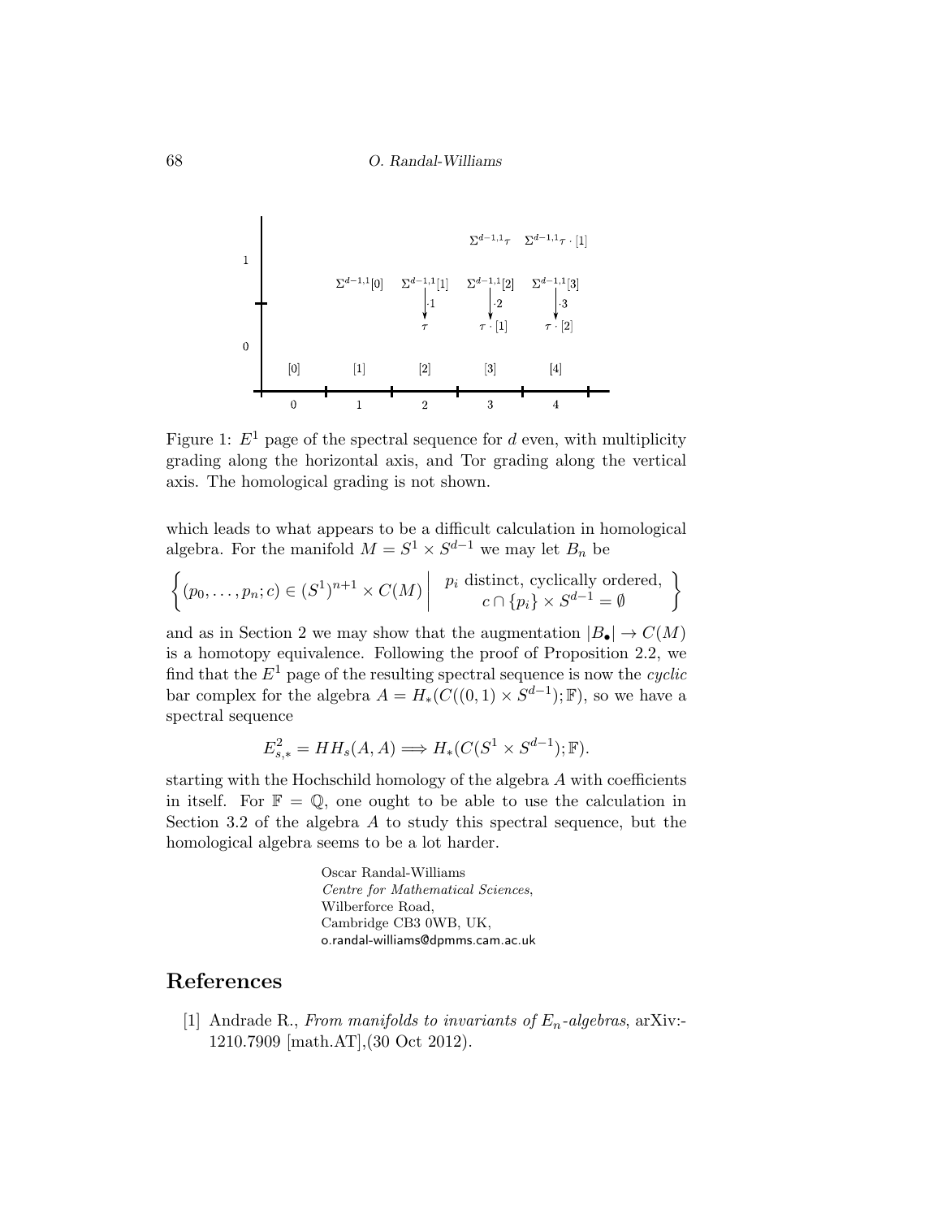Figure 1: $E^1$ page of the spectral sequence for $d$ even, with multiplicity grading along the horizontal axis, and Tor grading along the vertical axis. The homological grading is not shown.

which leads to what appears to be a difficult calculation in homological algebra. For the manifold $M = S^1 \times S^{d-1}$ we may let $B_n$ be

$$\left\{ (p_0, \ldots, p_n; c) \in (S^1)^{n+1} \times C(M) \;\middle|\; \begin{array}{c} p_i \text{ distinct, cyclically ordered,} \\ c \cap \{p_i\} \times S^{d-1} = \emptyset \end{array} \right\}$$

and as in Section 2 we may show that the augmentation $|B_\bullet| \to C(M)$ is a homotopy equivalence. Following the proof of Proposition 2.2, we find that the $E^1$ page of the resulting spectral sequence is now the *cyclic* bar complex for the algebra $A = H_*(C((0,1) \times S^{d-1}); \mathbb{F})$, so we have a spectral sequence

$$E^2_{s,*} = HH_s(A, A) \Longrightarrow H_*(C(S^1 \times S^{d-1}); \mathbb{F}).$$

starting with the Hochschild homology of the algebra $A$ with coefficients in itself. For $\mathbb{F} = \mathbb{Q}$, one ought to be able to use the calculation in Section 3.2 of the algebra $A$ to study this spectral sequence, but the homological algebra seems to be a lot harder.

Oscar Randal-Williams
*Centre for Mathematical Sciences*,
Wilberforce Road,
Cambridge CB3 0WB, UK,
o.randal-williams@dpmms.cam.ac.uk

# References

[1] Andrade R., *From manifolds to invariants of $E_n$-algebras*, arXiv:-1210.7909 [math.AT],(30 Oct 2012).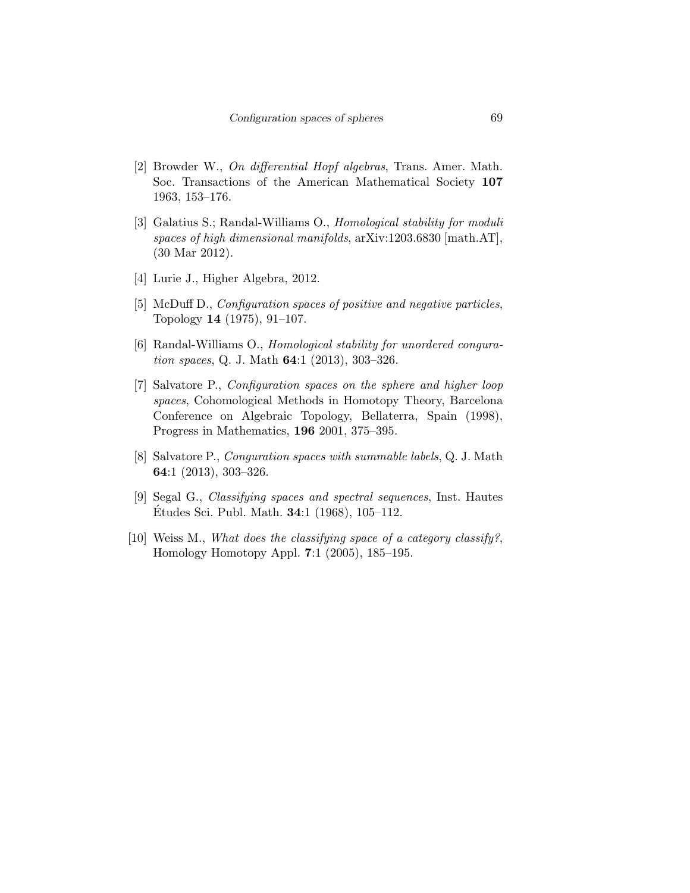[2] Browder W., *On differential Hopf algebras*, Trans. Amer. Math. Soc. Transactions of the American Mathematical Society **107** 1963, 153–176.

[3] Galatius S.; Randal-Williams O., *Homological stability for moduli spaces of high dimensional manifolds*, arXiv:1203.6830 [math.AT], (30 Mar 2012).

[4] Lurie J., Higher Algebra, 2012.

[5] McDuff D., *Configuration spaces of positive and negative particles*, Topology **14** (1975), 91–107.

[6] Randal-Williams O., *Homological stability for unordered congura- tion spaces*, Q. J. Math **64**:1 (2013), 303–326.

[7] Salvatore P., *Configuration spaces on the sphere and higher loop spaces*, Cohomological Methods in Homotopy Theory, Barcelona Conference on Algebraic Topology, Bellaterra, Spain (1998), Progress in Mathematics, **196** 2001, 375–395.

[8] Salvatore P., *Conguration spaces with summable labels*, Q. J. Math **64**:1 (2013), 303–326.

[9] Segal G., *Classifying spaces and spectral sequences*, Inst. Hautes Études Sci. Publ. Math. **34**:1 (1968), 105–112.

[10] Weiss M., *What does the classifying space of a category classify?*, Homology Homotopy Appl. **7**:1 (2005), 185–195.